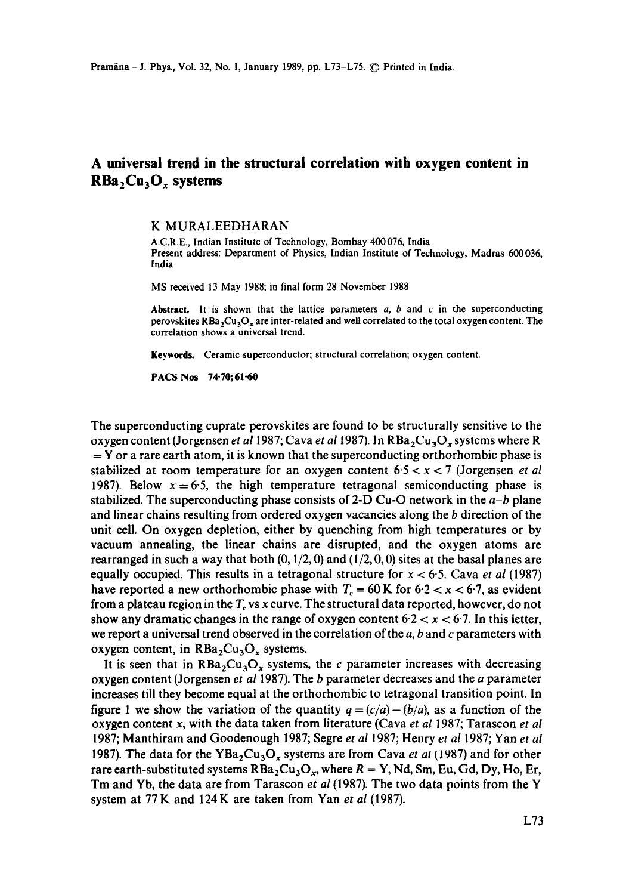# A universal trend in the structural correlation with oxygen content in $RBa_2Cu_3O_x$ systems

K MURALEEDHARAN

A.C.R.E., Indian Institute of Technology, Bombay 400076, India
Present address: Department of Physics, Indian Institute of Technology, Madras 600036, India

MS received 13 May 1988; in final form 28 November 1988

**Abstract.** It is shown that the lattice parameters $a$, $b$ and $c$ in the superconducting perovskites $RBa_2Cu_3O_x$ are inter-related and well correlated to the total oxygen content. The correlation shows a universal trend.

**Keywords.** Ceramic superconductor; structural correlation; oxygen content.

**PACS Nos** 74·70; 61·60

The superconducting cuprate perovskites are found to be structurally sensitive to the oxygen content (Jorgensen *et al* 1987; Cava *et al* 1987). In $RBa_2Cu_3O_x$ systems where R = Y or a rare earth atom, it is known that the superconducting orthorhombic phase is stabilized at room temperature for an oxygen content $6{\cdot}5 < x < 7$ (Jorgensen *et al* 1987). Below $x = 6{\cdot}5$, the high temperature tetragonal semiconducting phase is stabilized. The superconducting phase consists of 2-D Cu–O network in the $a$–$b$ plane and linear chains resulting from ordered oxygen vacancies along the $b$ direction of the unit cell. On oxygen depletion, either by quenching from high temperatures or by vacuum annealing, the linear chains are disrupted, and the oxygen atoms are rearranged in such a way that both $(0, 1/2, 0)$ and $(1/2, 0, 0)$ sites at the basal planes are equally occupied. This results in a tetragonal structure for $x < 6{\cdot}5$. Cava *et al* (1987) have reported a new orthorhombic phase with $T_c = 60$ K for $6{\cdot}2 < x < 6{\cdot}7$, as evident from a plateau region in the $T_c$ vs $x$ curve. The structural data reported, however, do not show any dramatic changes in the range of oxygen content $6{\cdot}2 < x < 6{\cdot}7$. In this letter, we report a universal trend observed in the correlation of the $a$, $b$ and $c$ parameters with oxygen content, in $RBa_2Cu_3O_x$ systems.

It is seen that in $RBa_2Cu_3O_x$ systems, the $c$ parameter increases with decreasing oxygen content (Jorgensen *et al* 1987). The $b$ parameter decreases and the $a$ parameter increases till they become equal at the orthorhombic to tetragonal transition point. In figure 1 we show the variation of the quantity $q = (c/a) - (b/a)$, as a function of the oxygen content $x$, with the data taken from literature (Cava *et al* 1987; Tarascon *et al* 1987; Manthiram and Goodenough 1987; Segre *et al* 1987; Henry *et al* 1987; Yan *et al* 1987). The data for the $YBa_2Cu_3O_x$ systems are from Cava *et al* (1987) and for other rare earth-substituted systems $RBa_2Cu_3O_x$, where $R$ = Y, Nd, Sm, Eu, Gd, Dy, Ho, Er, Tm and Yb, the data are from Tarascon *et al* (1987). The two data points from the Y system at 77 K and 124 K are taken from Yan *et al* (1987).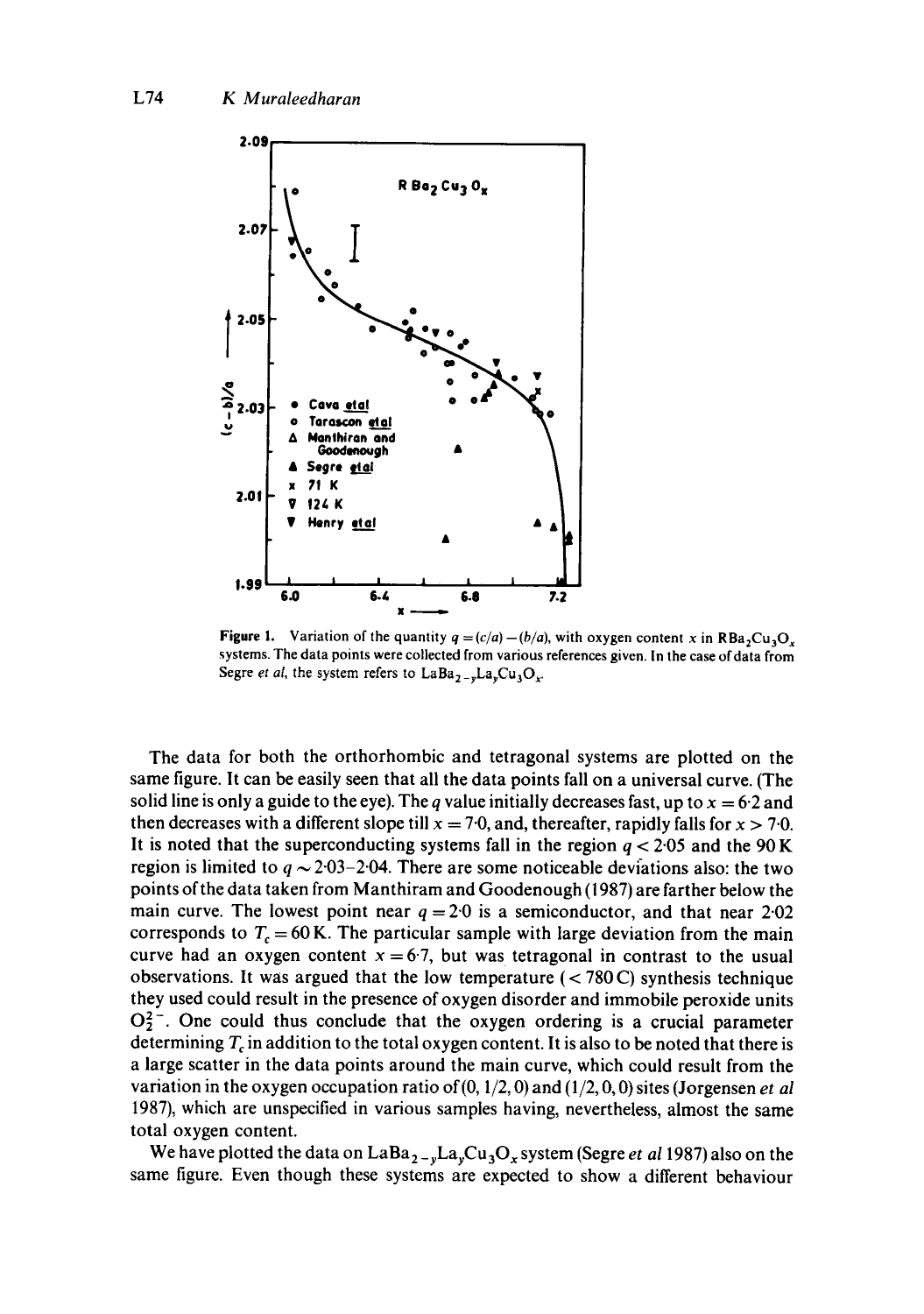**Figure 1.** Variation of the quantity $q = (c/a) - (b/a)$, with oxygen content $x$ in $RBa_2Cu_3O_x$ systems. The data points were collected from various references given. In the case of data from Segre *et al*, the system refers to $LaBa_{2-y}La_yCu_3O_x$.

The data for both the orthorhombic and tetragonal systems are plotted on the same figure. It can be easily seen that all the data points fall on a universal curve. (The solid line is only a guide to the eye). The $q$ value initially decreases fast, up to $x = 6{\cdot}2$ and then decreases with a different slope till $x = 7{\cdot}0$, and, thereafter, rapidly falls for $x > 7{\cdot}0$. It is noted that the superconducting systems fall in the region $q < 2{\cdot}05$ and the 90 K region is limited to $q \sim 2{\cdot}03$–$2{\cdot}04$. There are some noticeable deviations also: the two points of the data taken from Manthiram and Goodenough (1987) are farther below the main curve. The lowest point near $q = 2{\cdot}0$ is a semiconductor, and that near $2{\cdot}02$ corresponds to $T_c = 60$ K. The particular sample with large deviation from the main curve had an oxygen content $x = 6{\cdot}7$, but was tetragonal in contrast to the usual observations. It was argued that the low temperature ($< 780$ C) synthesis technique they used could result in the presence of oxygen disorder and immobile peroxide units $O_2^{2-}$. One could thus conclude that the oxygen ordering is a crucial parameter determining $T_c$ in addition to the total oxygen content. It is also to be noted that there is a large scatter in the data points around the main curve, which could result from the variation in the oxygen occupation ratio of (0, 1/2, 0) and (1/2, 0, 0) sites (Jorgensen *et al* 1987), which are unspecified in various samples having, nevertheless, almost the same total oxygen content.

We have plotted the data on $LaBa_{2-y}La_yCu_3O_x$ system (Segre *et al* 1987) also on the same figure. Even though these systems are expected to show a different behaviour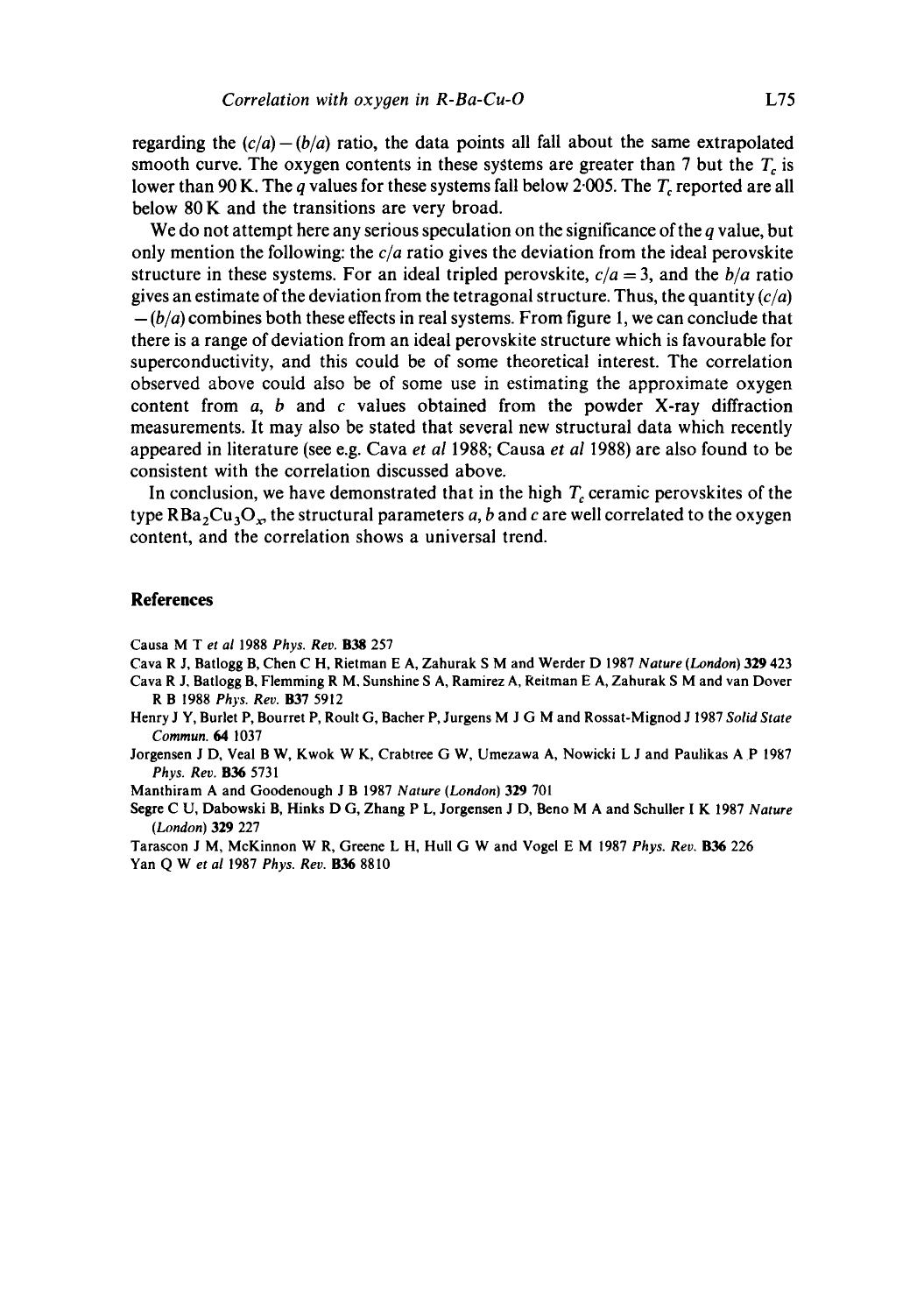regarding the $(c/a) - (b/a)$ ratio, the data points all fall about the same extrapolated smooth curve. The oxygen contents in these systems are greater than 7 but the $T_c$ is lower than 90 K. The $q$ values for these systems fall below 2·005. The $T_c$ reported are all below 80 K and the transitions are very broad.

We do not attempt here any serious speculation on the significance of the $q$ value, but only mention the following: the $c/a$ ratio gives the deviation from the ideal perovskite structure in these systems. For an ideal tripled perovskite, $c/a = 3$, and the $b/a$ ratio gives an estimate of the deviation from the tetragonal structure. Thus, the quantity $(c/a) - (b/a)$ combines both these effects in real systems. From figure 1, we can conclude that there is a range of deviation from an ideal perovskite structure which is favourable for superconductivity, and this could be of some theoretical interest. The correlation observed above could also be of some use in estimating the approximate oxygen content from $a$, $b$ and $c$ values obtained from the powder X-ray diffraction measurements. It may also be stated that several new structural data which recently appeared in literature (see e.g. Cava *et al* 1988; Causa *et al* 1988) are also found to be consistent with the correlation discussed above.

In conclusion, we have demonstrated that in the high $T_c$ ceramic perovskites of the type $RBa_2Cu_3O_x$, the structural parameters $a$, $b$ and $c$ are well correlated to the oxygen content, and the correlation shows a universal trend.

## References

Causa M T *et al* 1988 *Phys. Rev.* **B38** 257

Cava R J, Batlogg B, Chen C H, Rietman E A, Zahurak S M and Werder D 1987 *Nature (London)* **329** 423

Cava R J, Batlogg B, Flemming R M, Sunshine S A, Ramirez A, Reitman E A, Zahurak S M and van Dover R B 1988 *Phys. Rev.* **B37** 5912

Henry J Y, Burlet P, Bourret P, Roult G, Bacher P, Jurgens M J G M and Rossat-Mignod J 1987 *Solid State Commun.* **64** 1037

Jorgensen J D, Veal B W, Kwok W K, Crabtree G W, Umezawa A, Nowicki L J and Paulikas A P 1987 *Phys. Rev.* **B36** 5731

Manthiram A and Goodenough J B 1987 *Nature (London)* **329** 701

Segre C U, Dabowski B, Hinks D G, Zhang P L, Jorgensen J D, Beno M A and Schuller I K 1987 *Nature (London)* **329** 227

Tarascon J M, McKinnon W R, Greene L H, Hull G W and Vogel E M 1987 *Phys. Rev.* **B36** 226

Yan Q W *et al* 1987 *Phys. Rev.* **B36** 8810